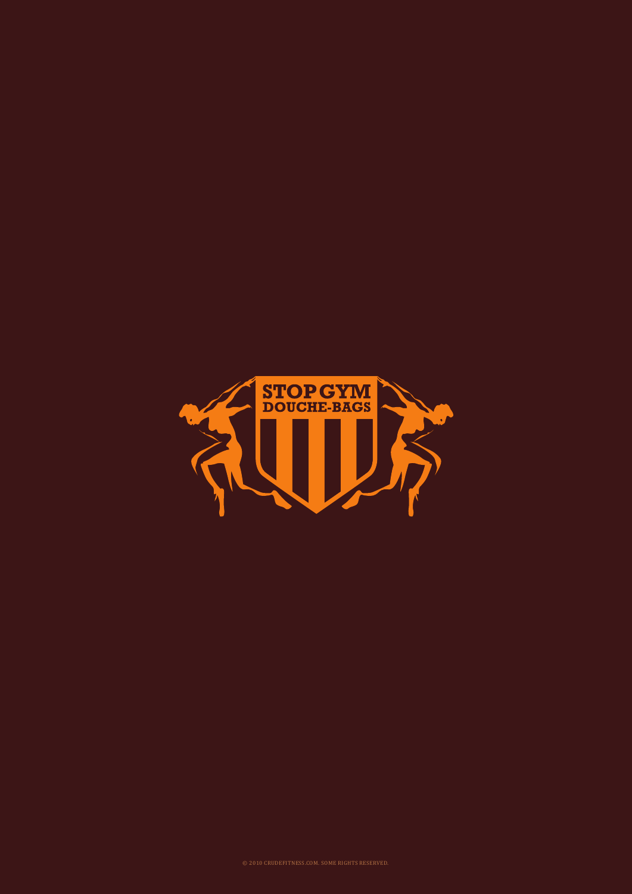# STOP GYM DOUCHE-BAGS

© 2010 CRUDEFITNESS.COM. SOME RIGHTS RESERVED.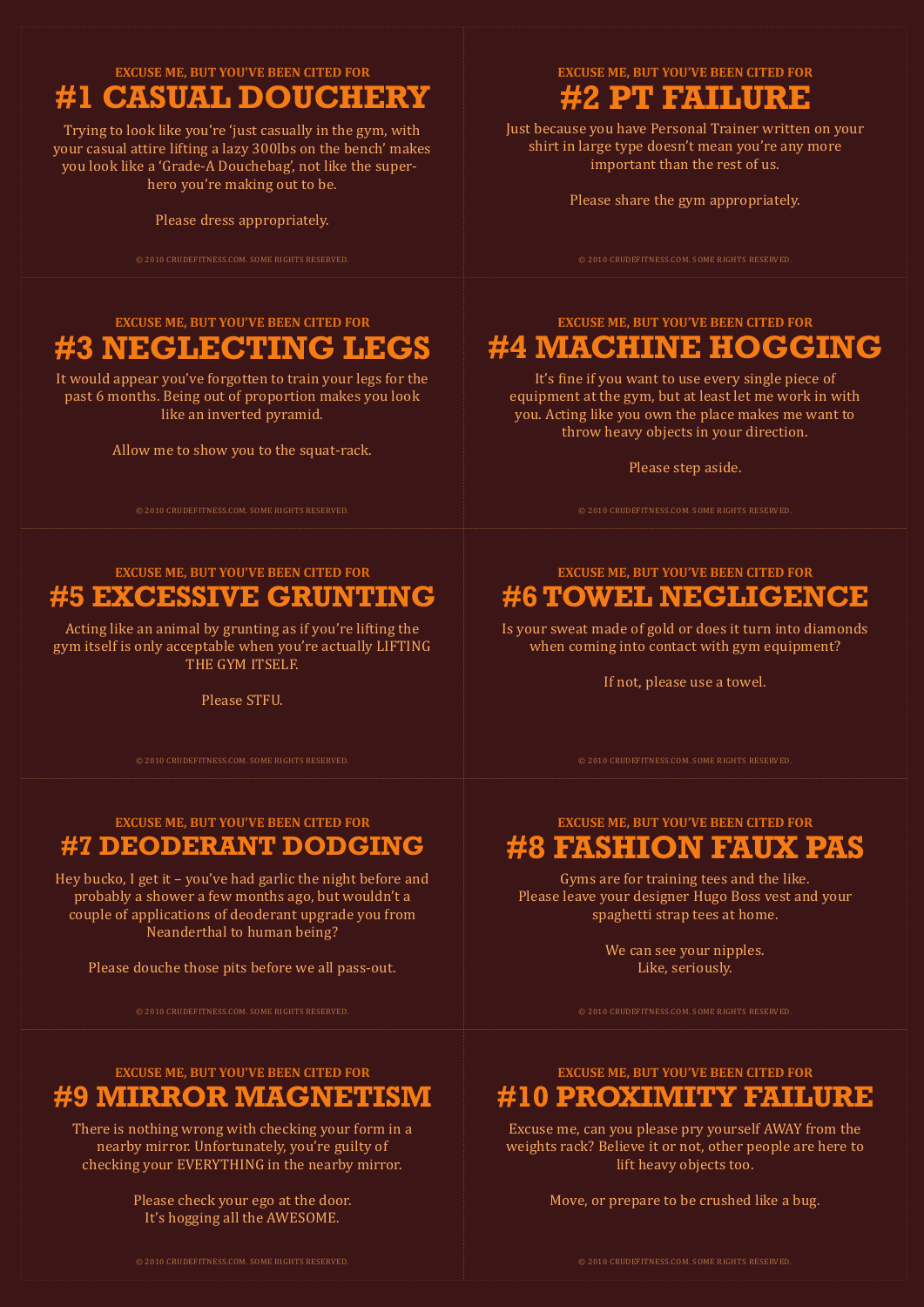EXCUSE ME, BUT YOU'VE BEEN CITED FOR

## #1 CASUAL DOUCHERY

Trying to look like you're 'just casually in the gym, with your casual attire lifting a lazy 300lbs on the bench' makes you look like a 'Grade-A Douchebag', not like the super-hero you're making out to be.

Please dress appropriately.

© 2010 CRUDEFITNESS.COM. SOME RIGHTS RESERVED.

EXCUSE ME, BUT YOU'VE BEEN CITED FOR

## #2 PT FAILURE

Just because you have Personal Trainer written on your shirt in large type doesn't mean you're any more important than the rest of us.

Please share the gym appropriately.

© 2010 CRUDEFITNESS.COM. SOME RIGHTS RESERVED.

EXCUSE ME, BUT YOU'VE BEEN CITED FOR

## #3 NEGLECTING LEGS

It would appear you've forgotten to train your legs for the past 6 months. Being out of proportion makes you look like an inverted pyramid.

Allow me to show you to the squat-rack.

© 2010 CRUDEFITNESS.COM. SOME RIGHTS RESERVED.

EXCUSE ME, BUT YOU'VE BEEN CITED FOR

## #4 MACHINE HOGGING

It's fine if you want to use every single piece of equipment at the gym, but at least let me work in with you. Acting like you own the place makes me want to throw heavy objects in your direction.

Please step aside.

© 2010 CRUDEFITNESS.COM. SOME RIGHTS RESERVED.

EXCUSE ME, BUT YOU'VE BEEN CITED FOR

## #5 EXCESSIVE GRUNTING

Acting like an animal by grunting as if you're lifting the gym itself is only acceptable when you're actually LIFTING THE GYM ITSELF.

Please STFU.

© 2010 CRUDEFITNESS.COM. SOME RIGHTS RESERVED.

EXCUSE ME, BUT YOU'VE BEEN CITED FOR

## #6 TOWEL NEGLIGENCE

Is your sweat made of gold or does it turn into diamonds when coming into contact with gym equipment?

If not, please use a towel.

© 2010 CRUDEFITNESS.COM. SOME RIGHTS RESERVED.

EXCUSE ME, BUT YOU'VE BEEN CITED FOR

## #7 DEODERANT DODGING

Hey bucko, I get it – you've had garlic the night before and probably a shower a few months ago, but wouldn't a couple of applications of deoderant upgrade you from Neanderthal to human being?

Please douche those pits before we all pass-out.

© 2010 CRUDEFITNESS.COM. SOME RIGHTS RESERVED.

EXCUSE ME, BUT YOU'VE BEEN CITED FOR

## #8 FASHION FAUX PAS

Gyms are for training tees and the like.
Please leave your designer Hugo Boss vest and your spaghetti strap tees at home.

We can see your nipples.
Like, seriously.

© 2010 CRUDEFITNESS.COM. SOME RIGHTS RESERVED.

EXCUSE ME, BUT YOU'VE BEEN CITED FOR

## #9 MIRROR MAGNETISM

There is nothing wrong with checking your form in a nearby mirror. Unfortunately, you're guilty of checking your EVERYTHING in the nearby mirror.

Please check your ego at the door.
It's hogging all the AWESOME.

© 2010 CRUDEFITNESS.COM. SOME RIGHTS RESERVED.

EXCUSE ME, BUT YOU'VE BEEN CITED FOR

## #10 PROXIMITY FAILURE

Excuse me, can you please pry yourself AWAY from the weights rack? Believe it or not, other people are here to lift heavy objects too.

Move, or prepare to be crushed like a bug.

© 2010 CRUDEFITNESS.COM. SOME RIGHTS RESERVED.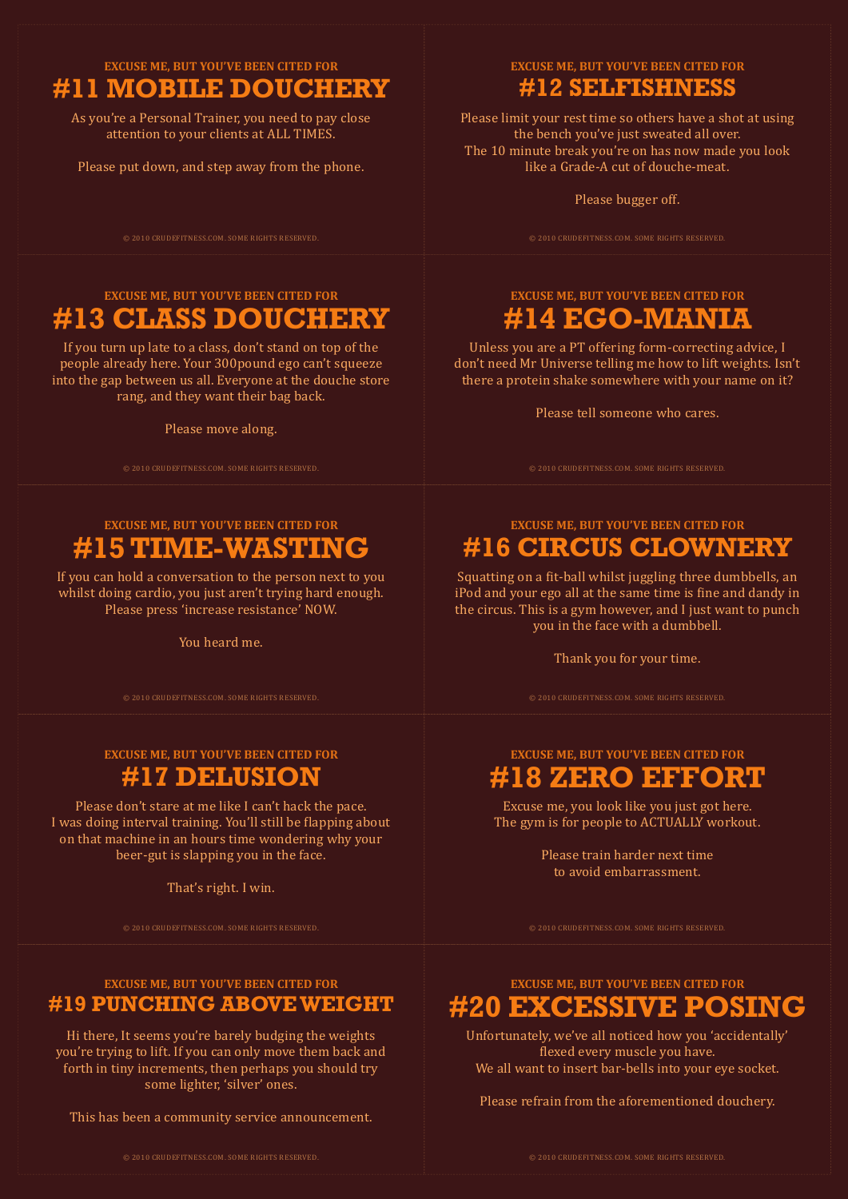EXCUSE ME, BUT YOU'VE BEEN CITED FOR

## #11 MOBILE DOUCHERY

As you're a Personal Trainer, you need to pay close attention to your clients at ALL TIMES.

Please put down, and step away from the phone.

© 2010 CRUDEFITNESS.COM. SOME RIGHTS RESERVED.

EXCUSE ME, BUT YOU'VE BEEN CITED FOR

## #12 SELFISHNESS

Please limit your rest time so others have a shot at using the bench you've just sweated all over.
The 10 minute break you're on has now made you look like a Grade-A cut of douche-meat.

Please bugger off.

© 2010 CRUDEFITNESS.COM. SOME RIGHTS RESERVED.

EXCUSE ME, BUT YOU'VE BEEN CITED FOR

## #13 CLASS DOUCHERY

If you turn up late to a class, don't stand on top of the people already here. Your 300pound ego can't squeeze into the gap between us all. Everyone at the douche store rang, and they want their bag back.

Please move along.

© 2010 CRUDEFITNESS.COM. SOME RIGHTS RESERVED.

EXCUSE ME, BUT YOU'VE BEEN CITED FOR

## #14 EGO-MANIA

Unless you are a PT offering form-correcting advice, I don't need Mr Universe telling me how to lift weights. Isn't there a protein shake somewhere with your name on it?

Please tell someone who cares.

© 2010 CRUDEFITNESS.COM. SOME RIGHTS RESERVED.

EXCUSE ME, BUT YOU'VE BEEN CITED FOR

## #15 TIME-WASTING

If you can hold a conversation to the person next to you whilst doing cardio, you just aren't trying hard enough. Please press 'increase resistance' NOW.

You heard me.

© 2010 CRUDEFITNESS.COM. SOME RIGHTS RESERVED.

EXCUSE ME, BUT YOU'VE BEEN CITED FOR

## #16 CIRCUS CLOWNERY

Squatting on a fit-ball whilst juggling three dumbbells, an iPod and your ego all at the same time is fine and dandy in the circus. This is a gym however, and I just want to punch you in the face with a dumbbell.

Thank you for your time.

© 2010 CRUDEFITNESS.COM. SOME RIGHTS RESERVED.

EXCUSE ME, BUT YOU'VE BEEN CITED FOR

## #17 DELUSION

Please don't stare at me like I can't hack the pace.
I was doing interval training. You'll still be flapping about on that machine in an hours time wondering why your beer-gut is slapping you in the face.

That's right. I win.

© 2010 CRUDEFITNESS.COM. SOME RIGHTS RESERVED.

EXCUSE ME, BUT YOU'VE BEEN CITED FOR

## #18 ZERO EFFORT

Excuse me, you look like you just got here.
The gym is for people to ACTUALLY workout.

Please train harder next time
to avoid embarrassment.

© 2010 CRUDEFITNESS.COM. SOME RIGHTS RESERVED.

EXCUSE ME, BUT YOU'VE BEEN CITED FOR

## #19 PUNCHING ABOVE WEIGHT

Hi there, It seems you're barely budging the weights you're trying to lift. If you can only move them back and forth in tiny increments, then perhaps you should try some lighter, 'silver' ones.

This has been a community service announcement.

© 2010 CRUDEFITNESS.COM. SOME RIGHTS RESERVED.

EXCUSE ME, BUT YOU'VE BEEN CITED FOR

## #20 EXCESSIVE POSING

Unfortunately, we've all noticed how you 'accidentally' flexed every muscle you have.
We all want to insert bar-bells into your eye socket.

Please refrain from the aforementioned douchery.

© 2010 CRUDEFITNESS.COM. SOME RIGHTS RESERVED.